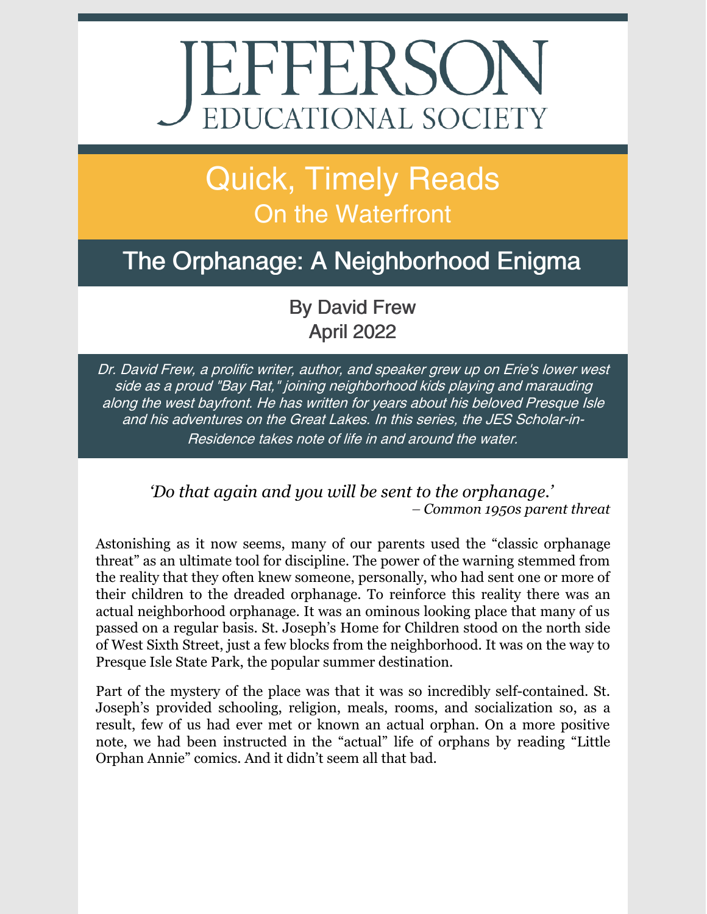# JEFFERSON EDUCATIONAL SOCIETY

## Quick, Timely Reads
### On the Waterfront

## The Orphanage: A Neighborhood Enigma

By David Frew
April 2022

*Dr. David Frew, a prolific writer, author, and speaker grew up on Erie's lower west side as a proud "Bay Rat," joining neighborhood kids playing and marauding along the west bayfront. He has written for years about his beloved Presque Isle and his adventures on the Great Lakes. In this series, the JES Scholar-in-Residence takes note of life in and around the water.*

*'Do that again and you will be sent to the orphanage.'*
*– Common 1950s parent threat*

Astonishing as it now seems, many of our parents used the "classic orphanage threat" as an ultimate tool for discipline. The power of the warning stemmed from the reality that they often knew someone, personally, who had sent one or more of their children to the dreaded orphanage. To reinforce this reality there was an actual neighborhood orphanage. It was an ominous looking place that many of us passed on a regular basis. St. Joseph's Home for Children stood on the north side of West Sixth Street, just a few blocks from the neighborhood. It was on the way to Presque Isle State Park, the popular summer destination.

Part of the mystery of the place was that it was so incredibly self-contained. St. Joseph's provided schooling, religion, meals, rooms, and socialization so, as a result, few of us had ever met or known an actual orphan. On a more positive note, we had been instructed in the "actual" life of orphans by reading "Little Orphan Annie" comics. And it didn't seem all that bad.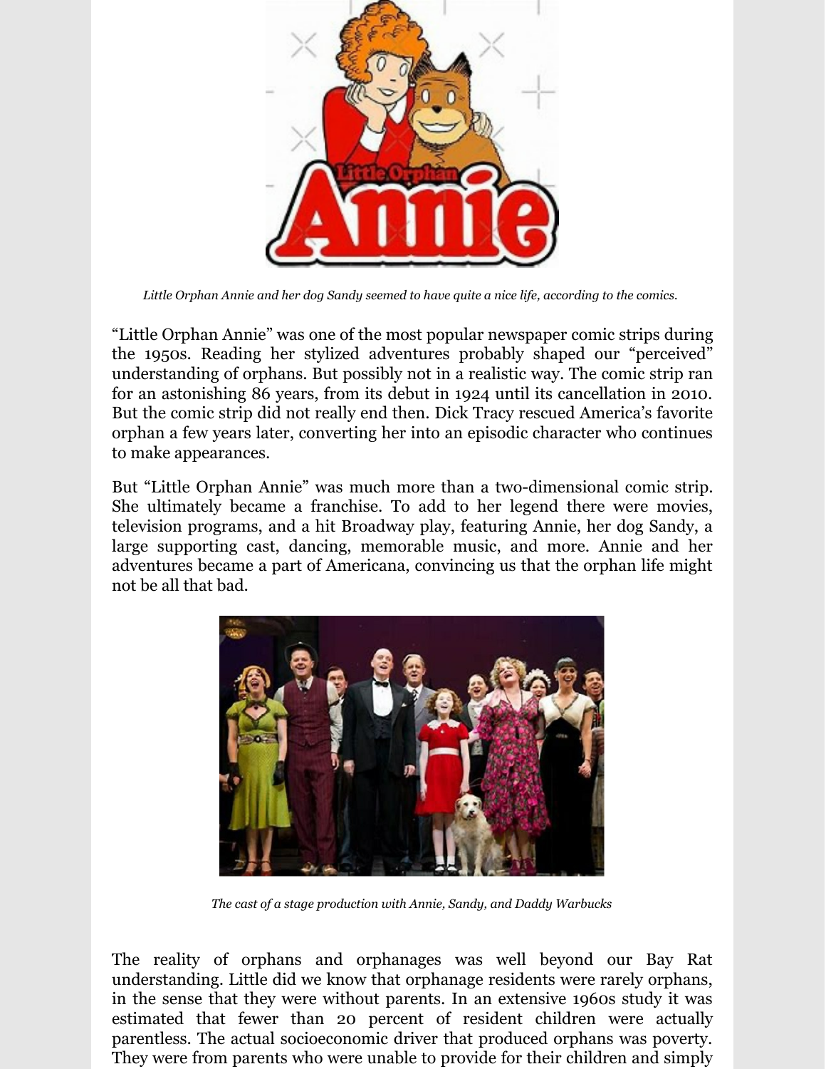*Little Orphan Annie and her dog Sandy seemed to have quite a nice life, according to the comics.*

"Little Orphan Annie" was one of the most popular newspaper comic strips during the 1950s. Reading her stylized adventures probably shaped our "perceived" understanding of orphans. But possibly not in a realistic way. The comic strip ran for an astonishing 86 years, from its debut in 1924 until its cancellation in 2010. But the comic strip did not really end then. Dick Tracy rescued America's favorite orphan a few years later, converting her into an episodic character who continues to make appearances.

But "Little Orphan Annie" was much more than a two-dimensional comic strip. She ultimately became a franchise. To add to her legend there were movies, television programs, and a hit Broadway play, featuring Annie, her dog Sandy, a large supporting cast, dancing, memorable music, and more. Annie and her adventures became a part of Americana, convincing us that the orphan life might not be all that bad.

*The cast of a stage production with Annie, Sandy, and Daddy Warbucks*

The reality of orphans and orphanages was well beyond our Bay Rat understanding. Little did we know that orphanage residents were rarely orphans, in the sense that they were without parents. In an extensive 1960s study it was estimated that fewer than 20 percent of resident children were actually parentless. The actual socioeconomic driver that produced orphans was poverty. They were from parents who were unable to provide for their children and simply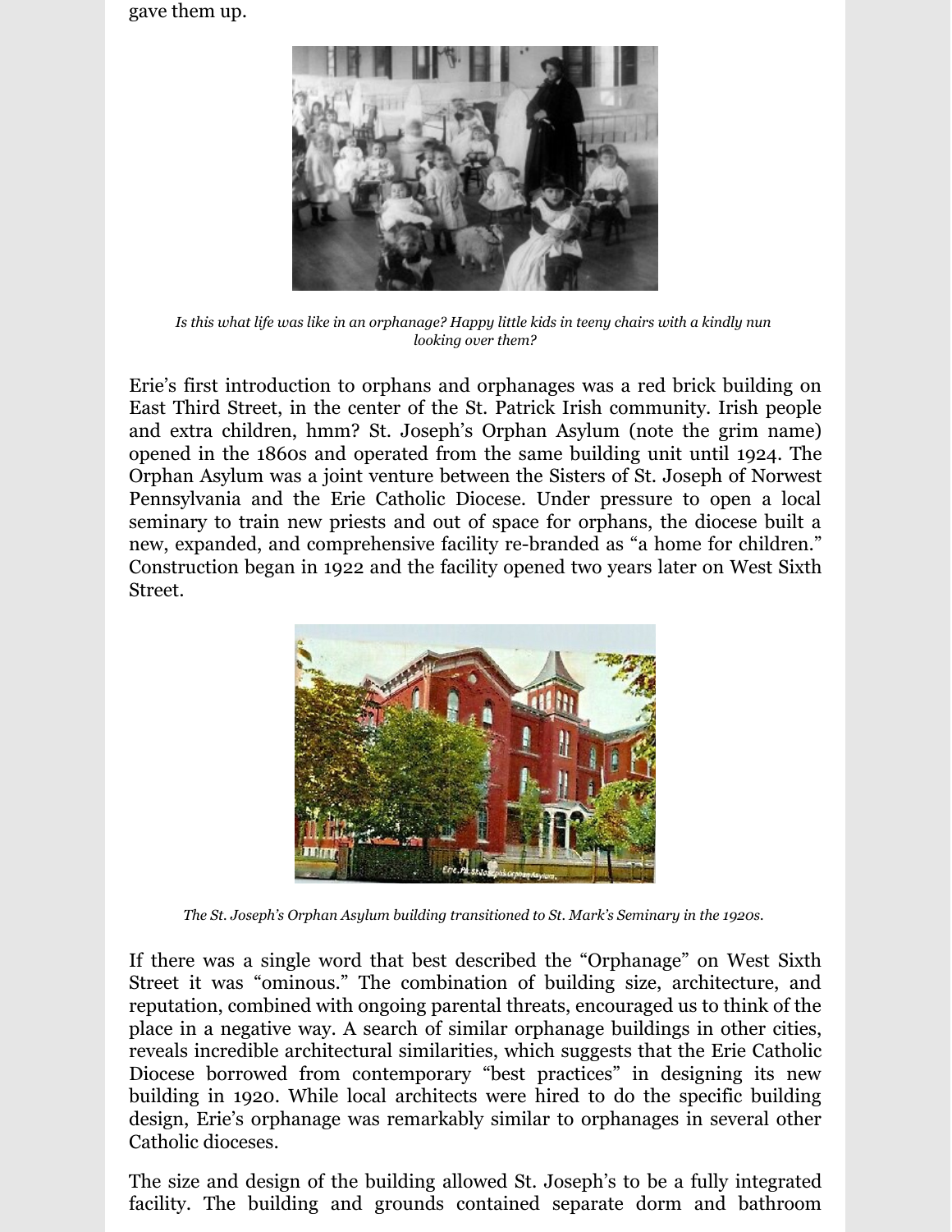gave them up.

*Is this what life was like in an orphanage? Happy little kids in teeny chairs with a kindly nun looking over them?*

Erie's first introduction to orphans and orphanages was a red brick building on East Third Street, in the center of the St. Patrick Irish community. Irish people and extra children, hmm? St. Joseph's Orphan Asylum (note the grim name) opened in the 1860s and operated from the same building unit until 1924. The Orphan Asylum was a joint venture between the Sisters of St. Joseph of Norwest Pennsylvania and the Erie Catholic Diocese. Under pressure to open a local seminary to train new priests and out of space for orphans, the diocese built a new, expanded, and comprehensive facility re-branded as "a home for children." Construction began in 1922 and the facility opened two years later on West Sixth Street.

*The St. Joseph's Orphan Asylum building transitioned to St. Mark's Seminary in the 1920s.*

If there was a single word that best described the "Orphanage" on West Sixth Street it was "ominous." The combination of building size, architecture, and reputation, combined with ongoing parental threats, encouraged us to think of the place in a negative way. A search of similar orphanage buildings in other cities, reveals incredible architectural similarities, which suggests that the Erie Catholic Diocese borrowed from contemporary "best practices" in designing its new building in 1920. While local architects were hired to do the specific building design, Erie's orphanage was remarkably similar to orphanages in several other Catholic dioceses.

The size and design of the building allowed St. Joseph's to be a fully integrated facility. The building and grounds contained separate dorm and bathroom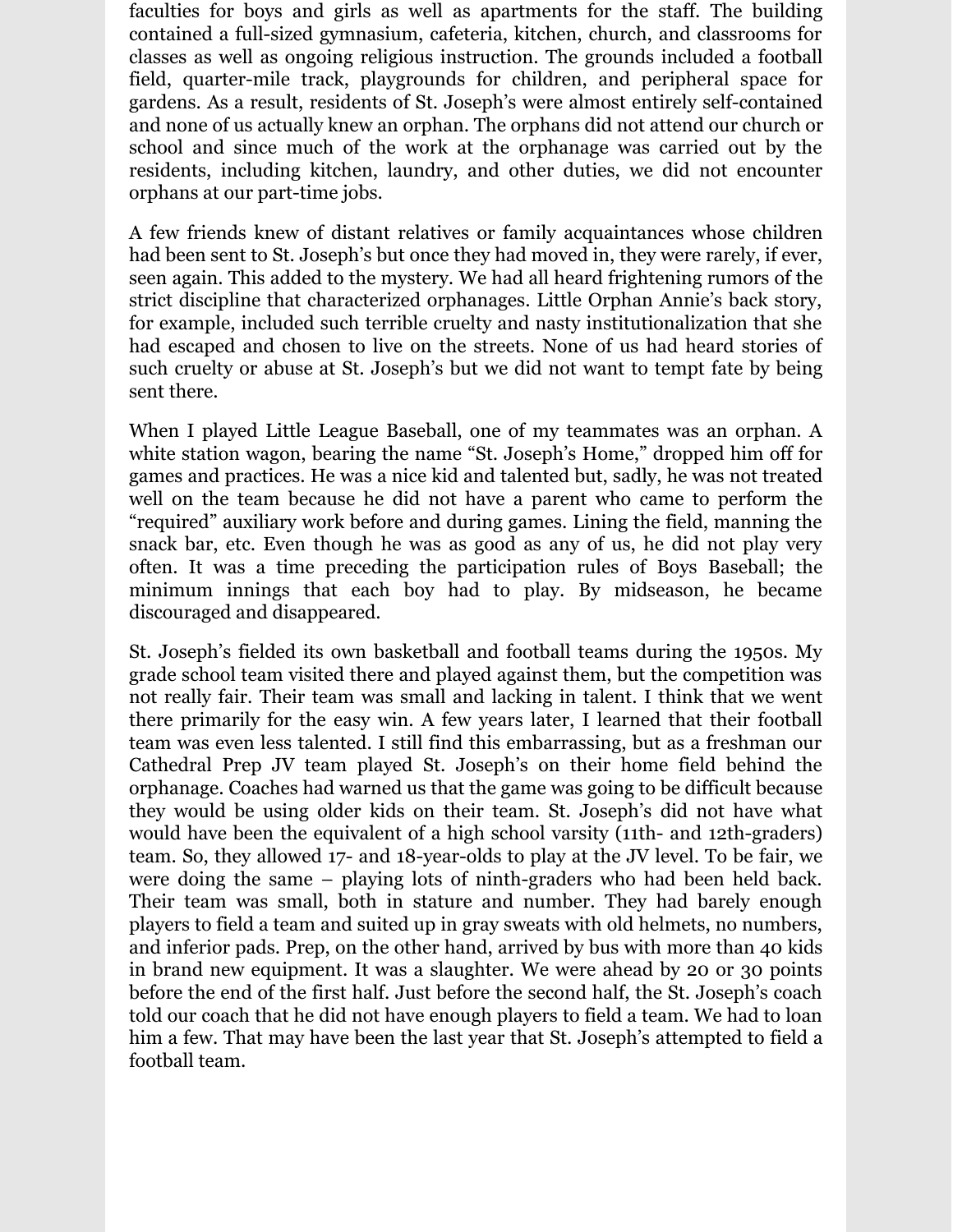faculties for boys and girls as well as apartments for the staff. The building contained a full-sized gymnasium, cafeteria, kitchen, church, and classrooms for classes as well as ongoing religious instruction. The grounds included a football field, quarter-mile track, playgrounds for children, and peripheral space for gardens. As a result, residents of St. Joseph's were almost entirely self-contained and none of us actually knew an orphan. The orphans did not attend our church or school and since much of the work at the orphanage was carried out by the residents, including kitchen, laundry, and other duties, we did not encounter orphans at our part-time jobs.

A few friends knew of distant relatives or family acquaintances whose children had been sent to St. Joseph's but once they had moved in, they were rarely, if ever, seen again. This added to the mystery. We had all heard frightening rumors of the strict discipline that characterized orphanages. Little Orphan Annie's back story, for example, included such terrible cruelty and nasty institutionalization that she had escaped and chosen to live on the streets. None of us had heard stories of such cruelty or abuse at St. Joseph's but we did not want to tempt fate by being sent there.

When I played Little League Baseball, one of my teammates was an orphan. A white station wagon, bearing the name "St. Joseph's Home," dropped him off for games and practices. He was a nice kid and talented but, sadly, he was not treated well on the team because he did not have a parent who came to perform the "required" auxiliary work before and during games. Lining the field, manning the snack bar, etc. Even though he was as good as any of us, he did not play very often. It was a time preceding the participation rules of Boys Baseball; the minimum innings that each boy had to play. By midseason, he became discouraged and disappeared.

St. Joseph's fielded its own basketball and football teams during the 1950s. My grade school team visited there and played against them, but the competition was not really fair. Their team was small and lacking in talent. I think that we went there primarily for the easy win. A few years later, I learned that their football team was even less talented. I still find this embarrassing, but as a freshman our Cathedral Prep JV team played St. Joseph's on their home field behind the orphanage. Coaches had warned us that the game was going to be difficult because they would be using older kids on their team. St. Joseph's did not have what would have been the equivalent of a high school varsity (11th- and 12th-graders) team. So, they allowed 17- and 18-year-olds to play at the JV level. To be fair, we were doing the same – playing lots of ninth-graders who had been held back. Their team was small, both in stature and number. They had barely enough players to field a team and suited up in gray sweats with old helmets, no numbers, and inferior pads. Prep, on the other hand, arrived by bus with more than 40 kids in brand new equipment. It was a slaughter. We were ahead by 20 or 30 points before the end of the first half. Just before the second half, the St. Joseph's coach told our coach that he did not have enough players to field a team. We had to loan him a few. That may have been the last year that St. Joseph's attempted to field a football team.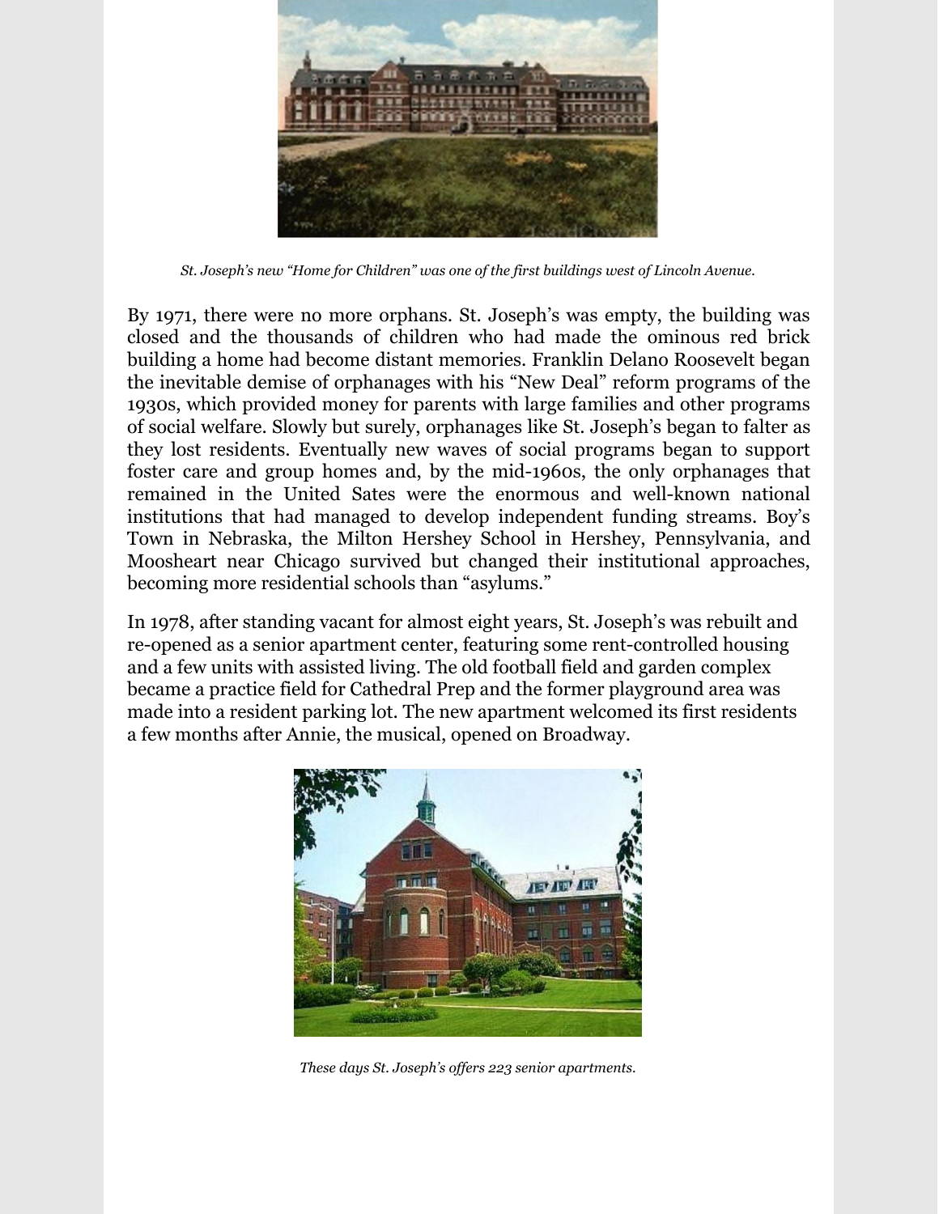*St. Joseph's new "Home for Children" was one of the first buildings west of Lincoln Avenue.*

By 1971, there were no more orphans. St. Joseph's was empty, the building was closed and the thousands of children who had made the ominous red brick building a home had become distant memories. Franklin Delano Roosevelt began the inevitable demise of orphanages with his "New Deal" reform programs of the 1930s, which provided money for parents with large families and other programs of social welfare. Slowly but surely, orphanages like St. Joseph's began to falter as they lost residents. Eventually new waves of social programs began to support foster care and group homes and, by the mid-1960s, the only orphanages that remained in the United Sates were the enormous and well-known national institutions that had managed to develop independent funding streams. Boy's Town in Nebraska, the Milton Hershey School in Hershey, Pennsylvania, and Moosheart near Chicago survived but changed their institutional approaches, becoming more residential schools than "asylums."

In 1978, after standing vacant for almost eight years, St. Joseph's was rebuilt and re-opened as a senior apartment center, featuring some rent-controlled housing and a few units with assisted living. The old football field and garden complex became a practice field for Cathedral Prep and the former playground area was made into a resident parking lot. The new apartment welcomed its first residents a few months after Annie, the musical, opened on Broadway.

*These days St. Joseph's offers 223 senior apartments.*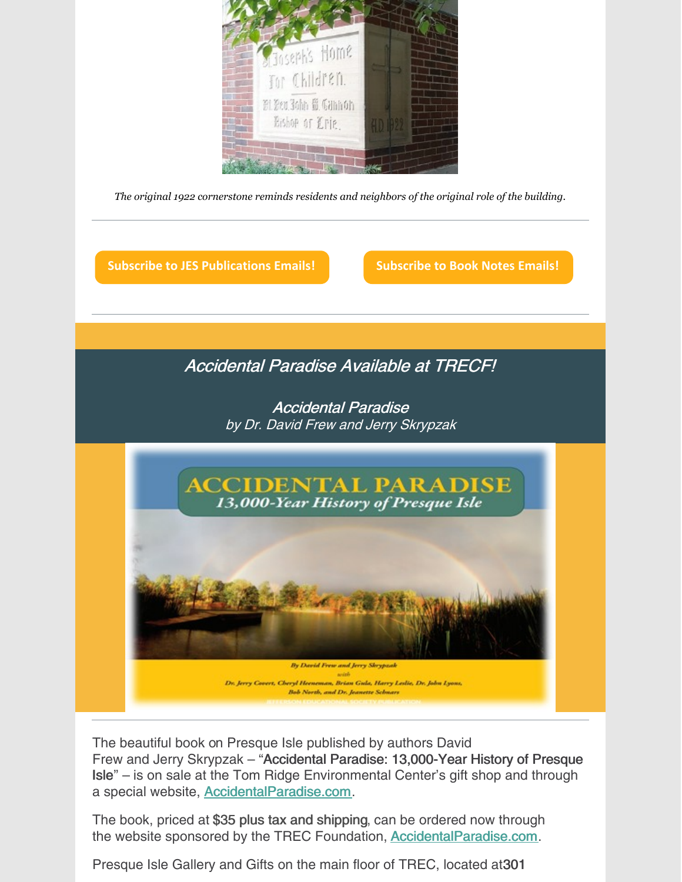*The original 1922 cornerstone reminds residents and neighbors of the original role of the building.*

---

Subscribe to JES Publications Emails!

Subscribe to Book Notes Emails!

---

## *Accidental Paradise Available at TRECF!*

*Accidental Paradise*
*by Dr. David Frew and Jerry Skrypzak*

---

The beautiful book on Presque Isle published by authors David Frew and Jerry Skrypzak – "Accidental Paradise: 13,000-Year History of Presque Isle" – is on sale at the Tom Ridge Environmental Center's gift shop and through a special website, [AccidentalParadise.com](AccidentalParadise.com).

The book, priced at **$35 plus tax and shipping**, can be ordered now through the website sponsored by the TREC Foundation, [AccidentalParadise.com](AccidentalParadise.com).

Presque Isle Gallery and Gifts on the main floor of TREC, located at **301**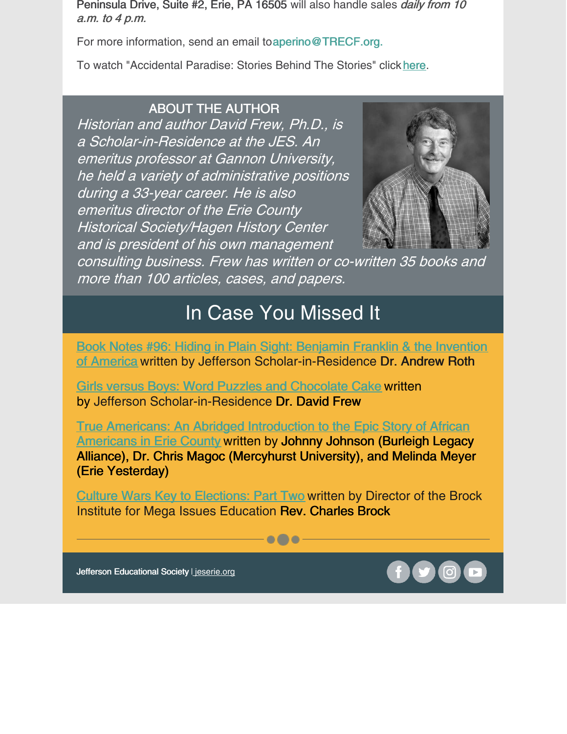Peninsula Drive, Suite #2, Erie, PA 16505 will also handle sales *daily from 10 a.m. to 4 p.m.*

For more information, send an email to aperino@TRECF.org.

To watch "Accidental Paradise: Stories Behind The Stories" click here.

ABOUT THE AUTHOR

*Historian and author David Frew, Ph.D., is a Scholar-in-Residence at the JES. An emeritus professor at Gannon University, he held a variety of administrative positions during a 33-year career. He is also emeritus director of the Erie County Historical Society/Hagen History Center and is president of his own management consulting business. Frew has written or co-written 35 books and more than 100 articles, cases, and papers.*

## In Case You Missed It

Book Notes #96: Hiding in Plain Sight: Benjamin Franklin & the Invention of America written by Jefferson Scholar-in-Residence **Dr. Andrew Roth**

Girls versus Boys: Word Puzzles and Chocolate Cake written by Jefferson Scholar-in-Residence **Dr. David Frew**

True Americans: An Abridged Introduction to the Epic Story of African Americans in Erie County written by **Johnny Johnson (Burleigh Legacy Alliance), Dr. Chris Magoc (Mercyhurst University), and Melinda Meyer (Erie Yesterday)**

Culture Wars Key to Elections: Part Two written by Director of the Brock Institute for Mega Issues Education **Rev. Charles Brock**

Jefferson Educational Society | jeserie.org